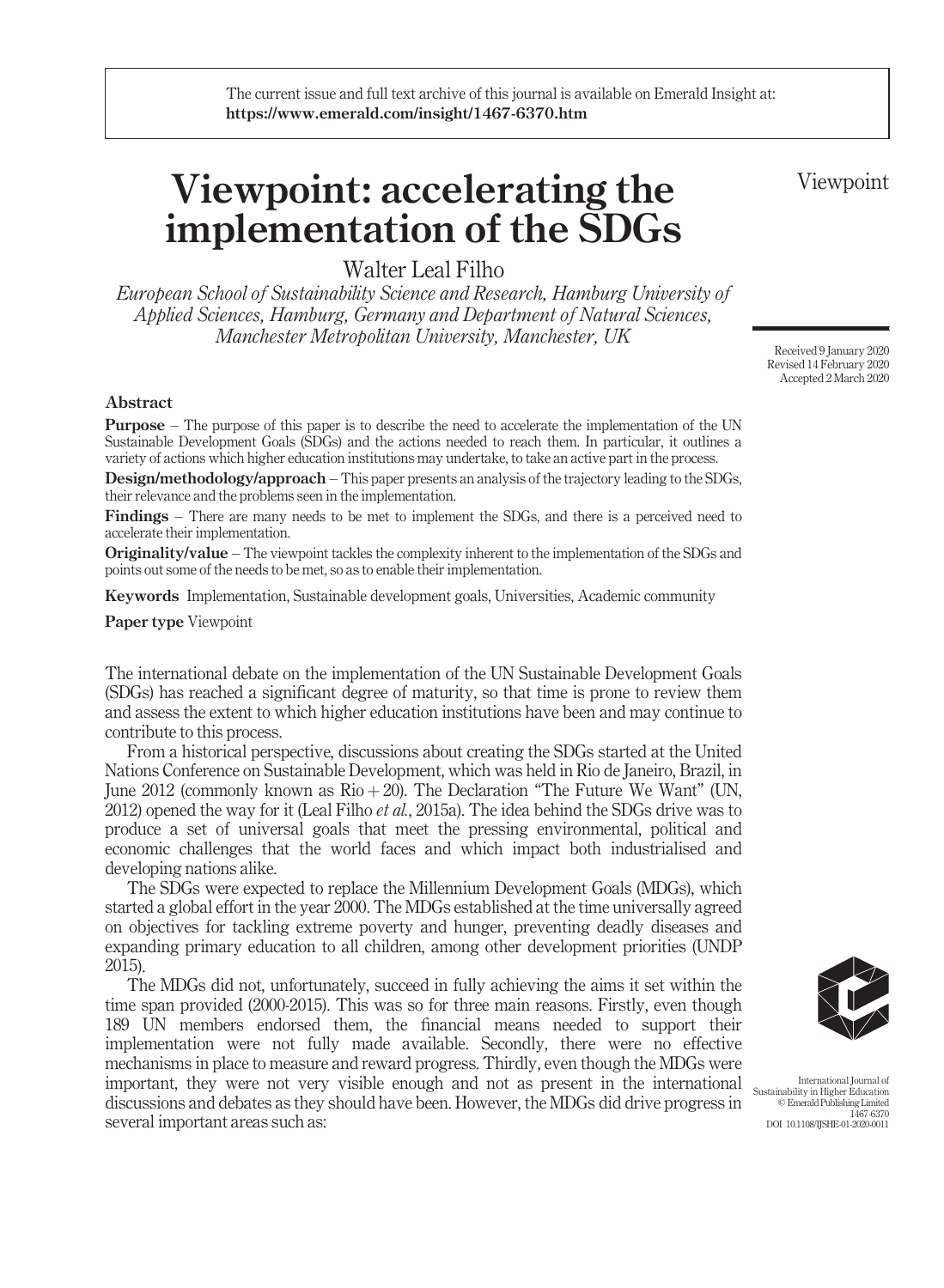The current issue and full text archive of this journal is available on Emerald Insight at: **https://www.emerald.com/insight/1467-6370.htm**

Viewpoint

# Viewpoint: accelerating the implementation of the SDGs

Walter Leal Filho

*European School of Sustainability Science and Research, Hamburg University of Applied Sciences, Hamburg, Germany and Department of Natural Sciences, Manchester Metropolitan University, Manchester, UK*

Received 9 January 2020
Revised 14 February 2020
Accepted 2 March 2020

## Abstract

**Purpose** – The purpose of this paper is to describe the need to accelerate the implementation of the UN Sustainable Development Goals (SDGs) and the actions needed to reach them. In particular, it outlines a variety of actions which higher education institutions may undertake, to take an active part in the process.

**Design/methodology/approach** – This paper presents an analysis of the trajectory leading to the SDGs, their relevance and the problems seen in the implementation.

**Findings** – There are many needs to be met to implement the SDGs, and there is a perceived need to accelerate their implementation.

**Originality/value** – The viewpoint tackles the complexity inherent to the implementation of the SDGs and points out some of the needs to be met, so as to enable their implementation.

**Keywords** Implementation, Sustainable development goals, Universities, Academic community

**Paper type** Viewpoint

The international debate on the implementation of the UN Sustainable Development Goals (SDGs) has reached a significant degree of maturity, so that time is prone to review them and assess the extent to which higher education institutions have been and may continue to contribute to this process.

From a historical perspective, discussions about creating the SDGs started at the United Nations Conference on Sustainable Development, which was held in Rio de Janeiro, Brazil, in June 2012 (commonly known as Rio + 20). The Declaration "The Future We Want" (UN, 2012) opened the way for it (Leal Filho *et al.*, 2015a). The idea behind the SDGs drive was to produce a set of universal goals that meet the pressing environmental, political and economic challenges that the world faces and which impact both industrialised and developing nations alike.

The SDGs were expected to replace the Millennium Development Goals (MDGs), which started a global effort in the year 2000. The MDGs established at the time universally agreed on objectives for tackling extreme poverty and hunger, preventing deadly diseases and expanding primary education to all children, among other development priorities (UNDP 2015).

The MDGs did not, unfortunately, succeed in fully achieving the aims it set within the time span provided (2000-2015). This was so for three main reasons. Firstly, even though 189 UN members endorsed them, the financial means needed to support their implementation were not fully made available. Secondly, there were no effective mechanisms in place to measure and reward progress. Thirdly, even though the MDGs were important, they were not very visible enough and not as present in the international discussions and debates as they should have been. However, the MDGs did drive progress in several important areas such as:

International Journal of Sustainability in Higher Education
© Emerald Publishing Limited
1467-6370
DOI 10.1108/IJSHE-01-2020-0011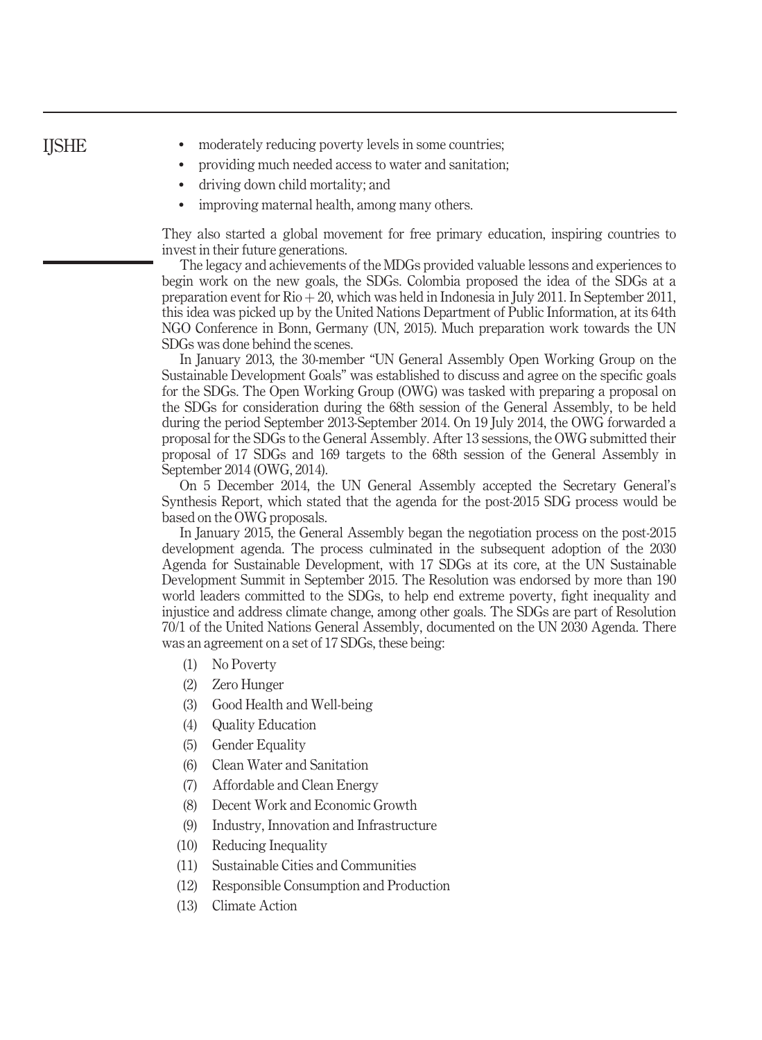- moderately reducing poverty levels in some countries;
- providing much needed access to water and sanitation;
- driving down child mortality; and
- improving maternal health, among many others.

They also started a global movement for free primary education, inspiring countries to invest in their future generations.

The legacy and achievements of the MDGs provided valuable lessons and experiences to begin work on the new goals, the SDGs. Colombia proposed the idea of the SDGs at a preparation event for Rio + 20, which was held in Indonesia in July 2011. In September 2011, this idea was picked up by the United Nations Department of Public Information, at its 64th NGO Conference in Bonn, Germany (UN, 2015). Much preparation work towards the UN SDGs was done behind the scenes.

In January 2013, the 30-member "UN General Assembly Open Working Group on the Sustainable Development Goals" was established to discuss and agree on the specific goals for the SDGs. The Open Working Group (OWG) was tasked with preparing a proposal on the SDGs for consideration during the 68th session of the General Assembly, to be held during the period September 2013-September 2014. On 19 July 2014, the OWG forwarded a proposal for the SDGs to the General Assembly. After 13 sessions, the OWG submitted their proposal of 17 SDGs and 169 targets to the 68th session of the General Assembly in September 2014 (OWG, 2014).

On 5 December 2014, the UN General Assembly accepted the Secretary General's Synthesis Report, which stated that the agenda for the post-2015 SDG process would be based on the OWG proposals.

In January 2015, the General Assembly began the negotiation process on the post-2015 development agenda. The process culminated in the subsequent adoption of the 2030 Agenda for Sustainable Development, with 17 SDGs at its core, at the UN Sustainable Development Summit in September 2015. The Resolution was endorsed by more than 190 world leaders committed to the SDGs, to help end extreme poverty, fight inequality and injustice and address climate change, among other goals. The SDGs are part of Resolution 70/1 of the United Nations General Assembly, documented on the UN 2030 Agenda. There was an agreement on a set of 17 SDGs, these being:

(1) No Poverty
(2) Zero Hunger
(3) Good Health and Well-being
(4) Quality Education
(5) Gender Equality
(6) Clean Water and Sanitation
(7) Affordable and Clean Energy
(8) Decent Work and Economic Growth
(9) Industry, Innovation and Infrastructure
(10) Reducing Inequality
(11) Sustainable Cities and Communities
(12) Responsible Consumption and Production
(13) Climate Action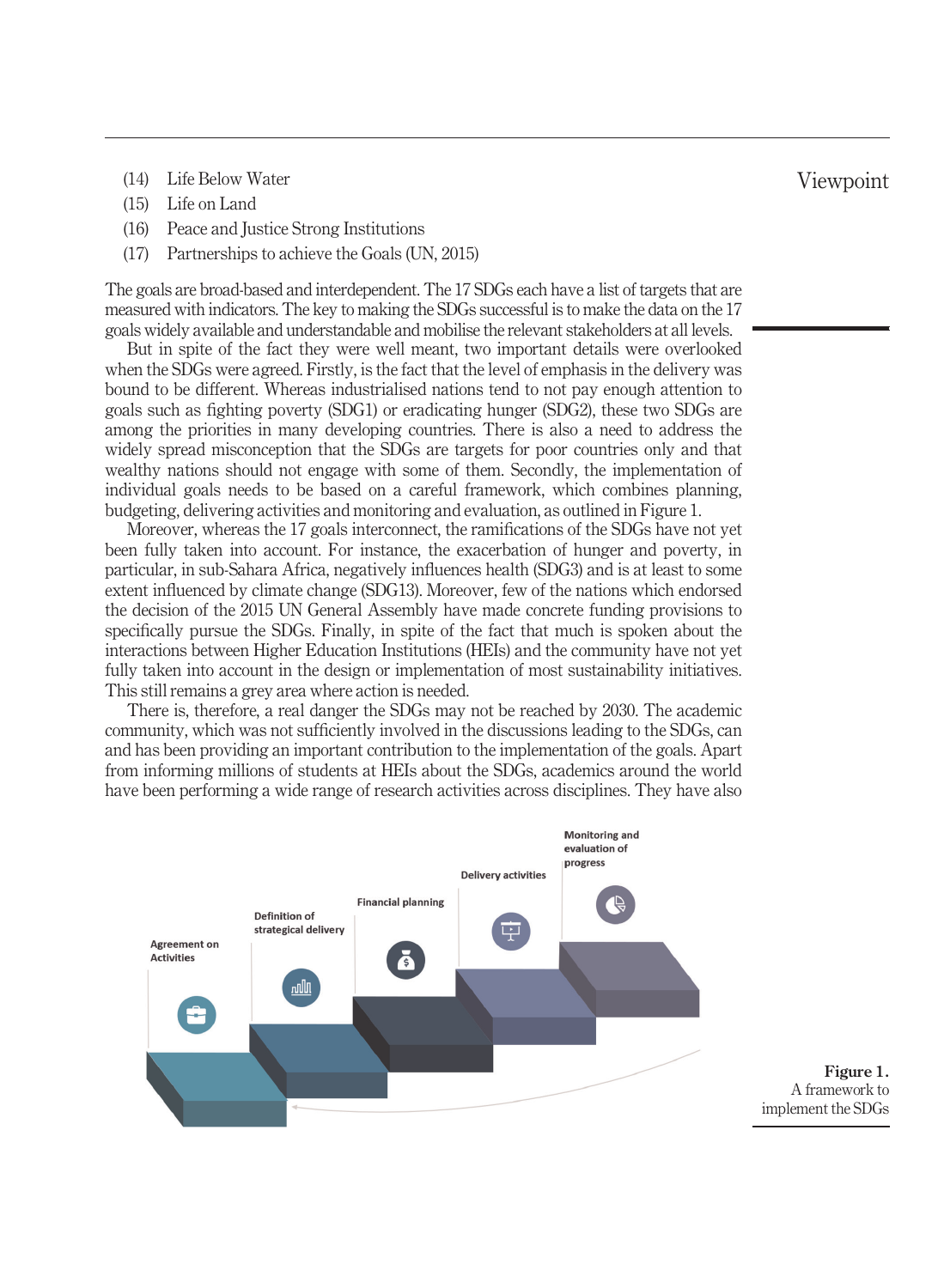(14) Life Below Water
(15) Life on Land
(16) Peace and Justice Strong Institutions
(17) Partnerships to achieve the Goals (UN, 2015)

The goals are broad-based and interdependent. The 17 SDGs each have a list of targets that are measured with indicators. The key to making the SDGs successful is to make the data on the 17 goals widely available and understandable and mobilise the relevant stakeholders at all levels.

But in spite of the fact they were well meant, two important details were overlooked when the SDGs were agreed. Firstly, is the fact that the level of emphasis in the delivery was bound to be different. Whereas industrialised nations tend to not pay enough attention to goals such as fighting poverty (SDG1) or eradicating hunger (SDG2), these two SDGs are among the priorities in many developing countries. There is also a need to address the widely spread misconception that the SDGs are targets for poor countries only and that wealthy nations should not engage with some of them. Secondly, the implementation of individual goals needs to be based on a careful framework, which combines planning, budgeting, delivering activities and monitoring and evaluation, as outlined in Figure 1.

Moreover, whereas the 17 goals interconnect, the ramifications of the SDGs have not yet been fully taken into account. For instance, the exacerbation of hunger and poverty, in particular, in sub-Sahara Africa, negatively influences health (SDG3) and is at least to some extent influenced by climate change (SDG13). Moreover, few of the nations which endorsed the decision of the 2015 UN General Assembly have made concrete funding provisions to specifically pursue the SDGs. Finally, in spite of the fact that much is spoken about the interactions between Higher Education Institutions (HEIs) and the community have not yet fully taken into account in the design or implementation of most sustainability initiatives. This still remains a grey area where action is needed.

There is, therefore, a real danger the SDGs may not be reached by 2030. The academic community, which was not sufficiently involved in the discussions leading to the SDGs, can and has been providing an important contribution to the implementation of the goals. Apart from informing millions of students at HEIs about the SDGs, academics around the world have been performing a wide range of research activities across disciplines. They have also

Agreement on Activities → Definition of strategical delivery → Financial planning → Delivery activities → Monitoring and evaluation of progress

**Figure 1.** A framework to implement the SDGs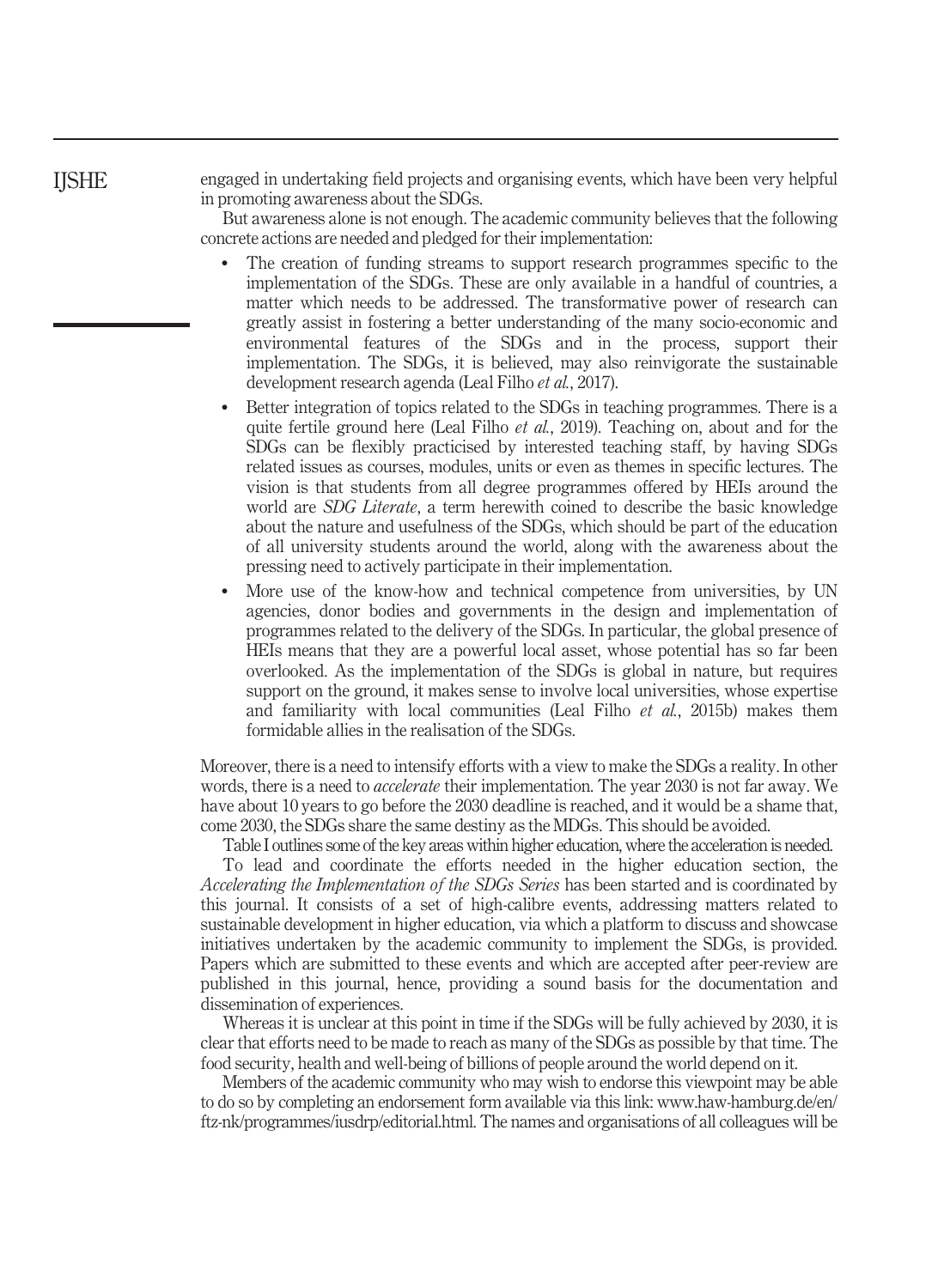engaged in undertaking field projects and organising events, which have been very helpful in promoting awareness about the SDGs.

But awareness alone is not enough. The academic community believes that the following concrete actions are needed and pledged for their implementation:

- The creation of funding streams to support research programmes specific to the implementation of the SDGs. These are only available in a handful of countries, a matter which needs to be addressed. The transformative power of research can greatly assist in fostering a better understanding of the many socio-economic and environmental features of the SDGs and in the process, support their implementation. The SDGs, it is believed, may also reinvigorate the sustainable development research agenda (Leal Filho *et al.*, 2017).
- Better integration of topics related to the SDGs in teaching programmes. There is a quite fertile ground here (Leal Filho *et al.*, 2019). Teaching on, about and for the SDGs can be flexibly practicised by interested teaching staff, by having SDGs related issues as courses, modules, units or even as themes in specific lectures. The vision is that students from all degree programmes offered by HEIs around the world are *SDG Literate*, a term herewith coined to describe the basic knowledge about the nature and usefulness of the SDGs, which should be part of the education of all university students around the world, along with the awareness about the pressing need to actively participate in their implementation.
- More use of the know-how and technical competence from universities, by UN agencies, donor bodies and governments in the design and implementation of programmes related to the delivery of the SDGs. In particular, the global presence of HEIs means that they are a powerful local asset, whose potential has so far been overlooked. As the implementation of the SDGs is global in nature, but requires support on the ground, it makes sense to involve local universities, whose expertise and familiarity with local communities (Leal Filho *et al.*, 2015b) makes them formidable allies in the realisation of the SDGs.

Moreover, there is a need to intensify efforts with a view to make the SDGs a reality. In other words, there is a need to *accelerate* their implementation. The year 2030 is not far away. We have about 10 years to go before the 2030 deadline is reached, and it would be a shame that, come 2030, the SDGs share the same destiny as the MDGs. This should be avoided.

Table I outlines some of the key areas within higher education, where the acceleration is needed.

To lead and coordinate the efforts needed in the higher education section, the *Accelerating the Implementation of the SDGs Series* has been started and is coordinated by this journal. It consists of a set of high-calibre events, addressing matters related to sustainable development in higher education, via which a platform to discuss and showcase initiatives undertaken by the academic community to implement the SDGs, is provided. Papers which are submitted to these events and which are accepted after peer-review are published in this journal, hence, providing a sound basis for the documentation and dissemination of experiences.

Whereas it is unclear at this point in time if the SDGs will be fully achieved by 2030, it is clear that efforts need to be made to reach as many of the SDGs as possible by that time. The food security, health and well-being of billions of people around the world depend on it.

Members of the academic community who may wish to endorse this viewpoint may be able to do so by completing an endorsement form available via this link: www.haw-hamburg.de/en/ftz-nk/programmes/iusdrp/editorial.html. The names and organisations of all colleagues will be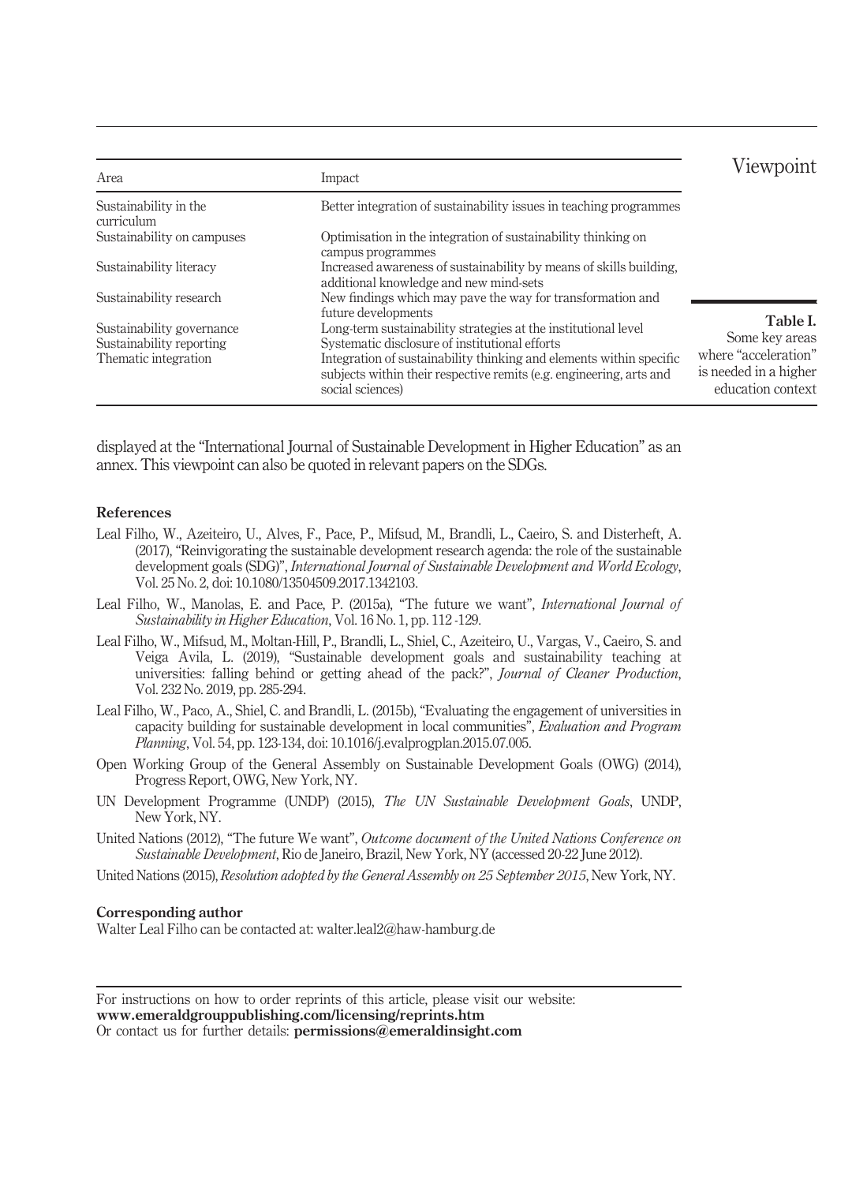| Area | Impact |
|---|---|
| Sustainability in the curriculum | Better integration of sustainability issues in teaching programmes |
| Sustainability on campuses | Optimisation in the integration of sustainability thinking on campus programmes |
| Sustainability literacy | Increased awareness of sustainability by means of skills building, additional knowledge and new mind-sets |
| Sustainability research | New findings which may pave the way for transformation and future developments |
| Sustainability governance | Long-term sustainability strategies at the institutional level |
| Sustainability reporting | Systematic disclosure of institutional efforts |
| Thematic integration | Integration of sustainability thinking and elements within specific subjects within their respective remits (e.g. engineering, arts and social sciences) |

**Table I.** Some key areas where "acceleration" is needed in a higher education context

displayed at the "International Journal of Sustainable Development in Higher Education" as an annex. This viewpoint can also be quoted in relevant papers on the SDGs.

### References

Leal Filho, W., Azeiteiro, U., Alves, F., Pace, P., Mifsud, M., Brandli, L., Caeiro, S. and Disterheft, A. (2017), "Reinvigorating the sustainable development research agenda: the role of the sustainable development goals (SDG)", *International Journal of Sustainable Development and World Ecology*, Vol. 25 No. 2, doi: 10.1080/13504509.2017.1342103.

Leal Filho, W., Manolas, E. and Pace, P. (2015a), "The future we want", *International Journal of Sustainability in Higher Education*, Vol. 16 No. 1, pp. 112 -129.

Leal Filho, W., Mifsud, M., Moltan-Hill, P., Brandli, L., Shiel, C., Azeiteiro, U., Vargas, V., Caeiro, S. and Veiga Avila, L. (2019), "Sustainable development goals and sustainability teaching at universities: falling behind or getting ahead of the pack?", *Journal of Cleaner Production*, Vol. 232 No. 2019, pp. 285-294.

Leal Filho, W., Paco, A., Shiel, C. and Brandli, L. (2015b), "Evaluating the engagement of universities in capacity building for sustainable development in local communities", *Evaluation and Program Planning*, Vol. 54, pp. 123-134, doi: 10.1016/j.evalprogplan.2015.07.005.

Open Working Group of the General Assembly on Sustainable Development Goals (OWG) (2014), Progress Report, OWG, New York, NY.

UN Development Programme (UNDP) (2015), *The UN Sustainable Development Goals*, UNDP, New York, NY.

United Nations (2012), "The future We want", *Outcome document of the United Nations Conference on Sustainable Development*, Rio de Janeiro, Brazil, New York, NY (accessed 20-22 June 2012).

United Nations (2015), *Resolution adopted by the General Assembly on 25 September 2015*, New York, NY.

### Corresponding author

Walter Leal Filho can be contacted at: walter.leal2@haw-hamburg.de

For instructions on how to order reprints of this article, please visit our website:
**www.emeraldgrouppublishing.com/licensing/reprints.htm**
Or contact us for further details: **permissions@emeraldinsight.com**